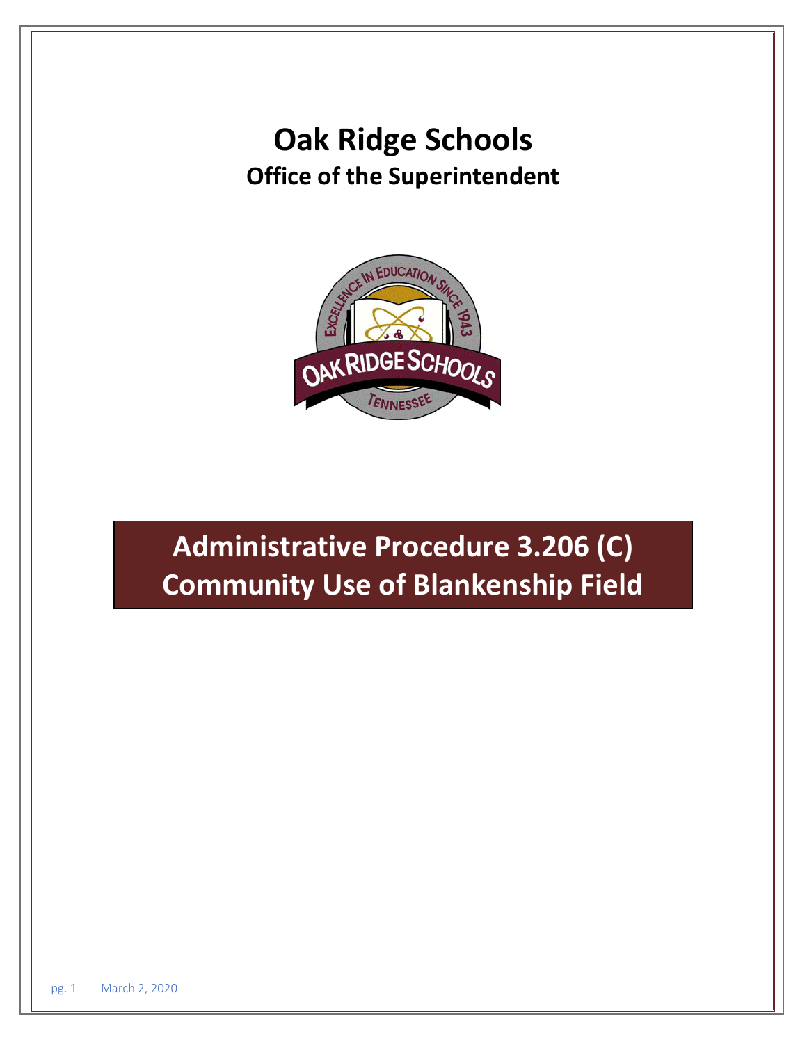# Oak Ridge Schools

## Office of the Superintendent

# Administrative Procedure 3.206 (C)
# Community Use of Blankenship Field

March 2, 2020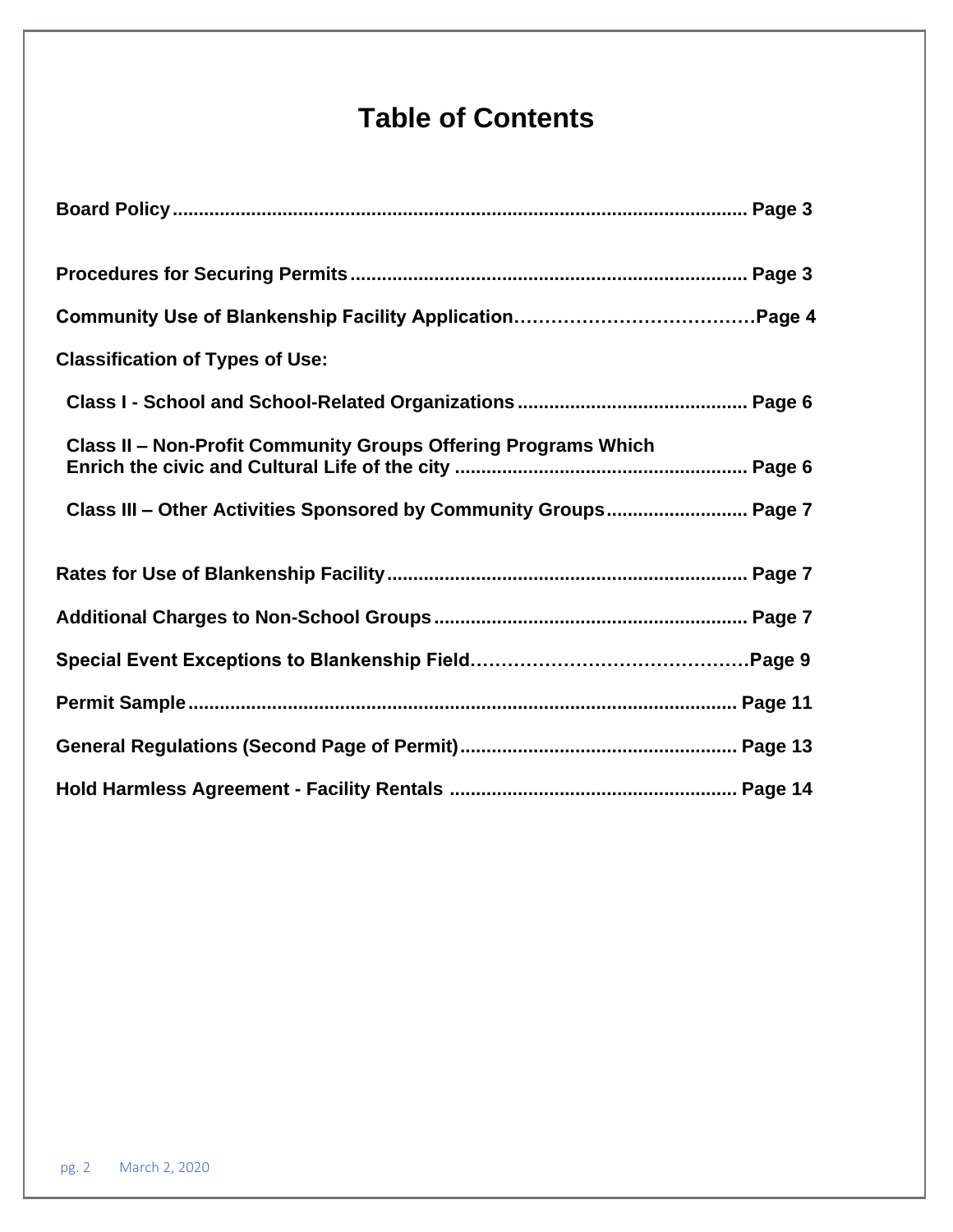# Table of Contents

**Board Policy** .......... **Page 3**

**Procedures for Securing Permits** .......... **Page 3**

**Community Use of Blankenship Facility Application** .......... **Page 4**

**Classification of Types of Use:**

- **Class I - School and School-Related Organizations** .......... **Page 6**
- **Class II – Non-Profit Community Groups Offering Programs Which Enrich the civic and Cultural Life of the city** .......... **Page 6**
- **Class III – Other Activities Sponsored by Community Groups** .......... **Page 7**

**Rates for Use of Blankenship Facility** .......... **Page 7**

**Additional Charges to Non-School Groups** .......... **Page 7**

**Special Event Exceptions to Blankenship Field** .......... **Page 9**

**Permit Sample** .......... **Page 11**

**General Regulations (Second Page of Permit)** .......... **Page 13**

**Hold Harmless Agreement - Facility Rentals** .......... **Page 14**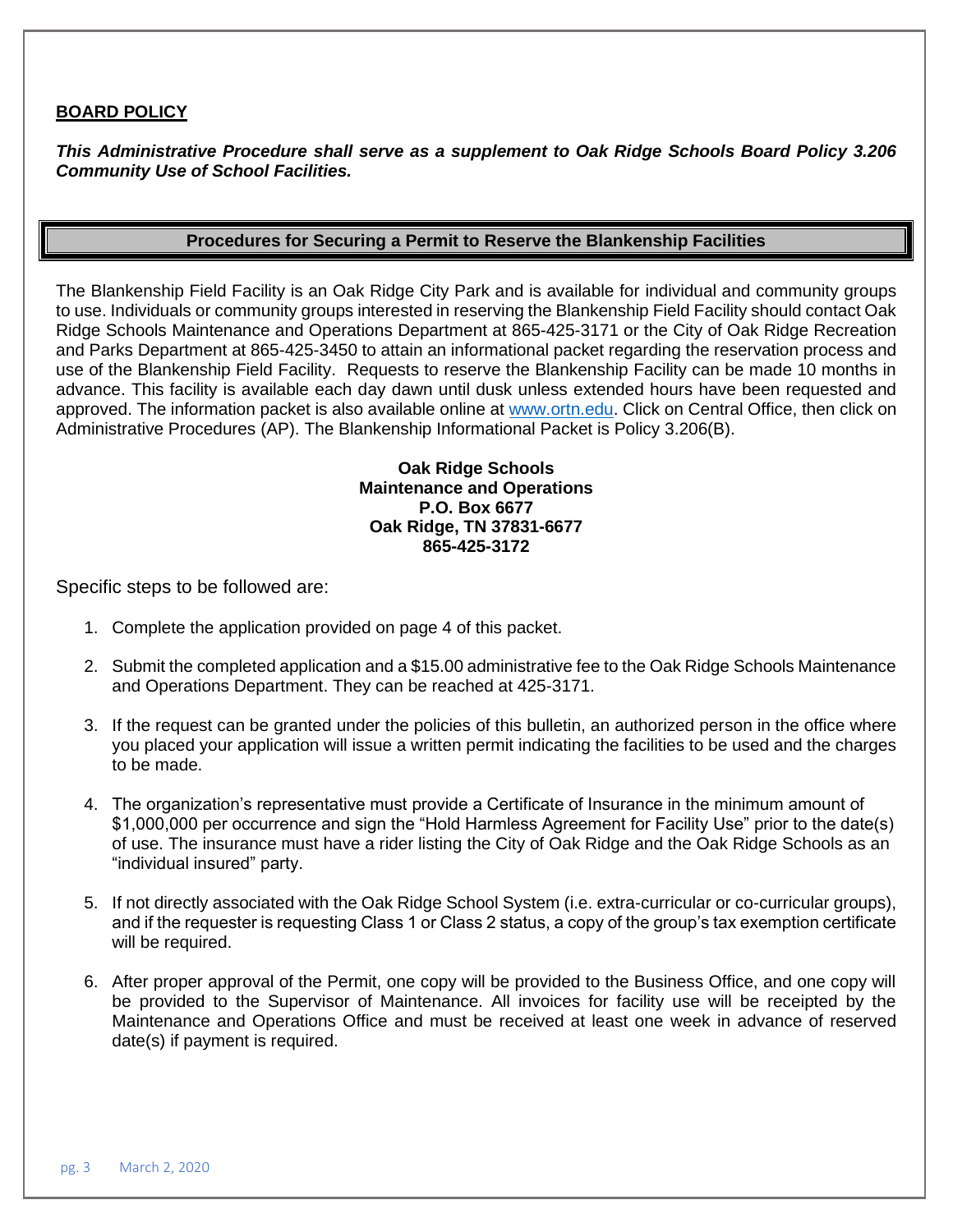**BOARD POLICY**

***This Administrative Procedure shall serve as a supplement to Oak Ridge Schools Board Policy 3.206 Community Use of School Facilities.***

## Procedures for Securing a Permit to Reserve the Blankenship Facilities

The Blankenship Field Facility is an Oak Ridge City Park and is available for individual and community groups to use. Individuals or community groups interested in reserving the Blankenship Field Facility should contact Oak Ridge Schools Maintenance and Operations Department at 865-425-3171 or the City of Oak Ridge Recreation and Parks Department at 865-425-3450 to attain an informational packet regarding the reservation process and use of the Blankenship Field Facility. Requests to reserve the Blankenship Facility can be made 10 months in advance. This facility is available each day dawn until dusk unless extended hours have been requested and approved. The information packet is also available online at www.ortn.edu. Click on Central Office, then click on Administrative Procedures (AP). The Blankenship Informational Packet is Policy 3.206(B).

**Oak Ridge Schools**
**Maintenance and Operations**
**P.O. Box 6677**
**Oak Ridge, TN 37831-6677**
**865-425-3172**

Specific steps to be followed are:

1. Complete the application provided on page 4 of this packet.
2. Submit the completed application and a $15.00 administrative fee to the Oak Ridge Schools Maintenance and Operations Department. They can be reached at 425-3171.
3. If the request can be granted under the policies of this bulletin, an authorized person in the office where you placed your application will issue a written permit indicating the facilities to be used and the charges to be made.
4. The organization's representative must provide a Certificate of Insurance in the minimum amount of $1,000,000 per occurrence and sign the "Hold Harmless Agreement for Facility Use" prior to the date(s) of use. The insurance must have a rider listing the City of Oak Ridge and the Oak Ridge Schools as an "individual insured" party.
5. If not directly associated with the Oak Ridge School System (i.e. extra-curricular or co-curricular groups), and if the requester is requesting Class 1 or Class 2 status, a copy of the group's tax exemption certificate will be required.
6. After proper approval of the Permit, one copy will be provided to the Business Office, and one copy will be provided to the Supervisor of Maintenance. All invoices for facility use will be receipted by the Maintenance and Operations Office and must be received at least one week in advance of reserved date(s) if payment is required.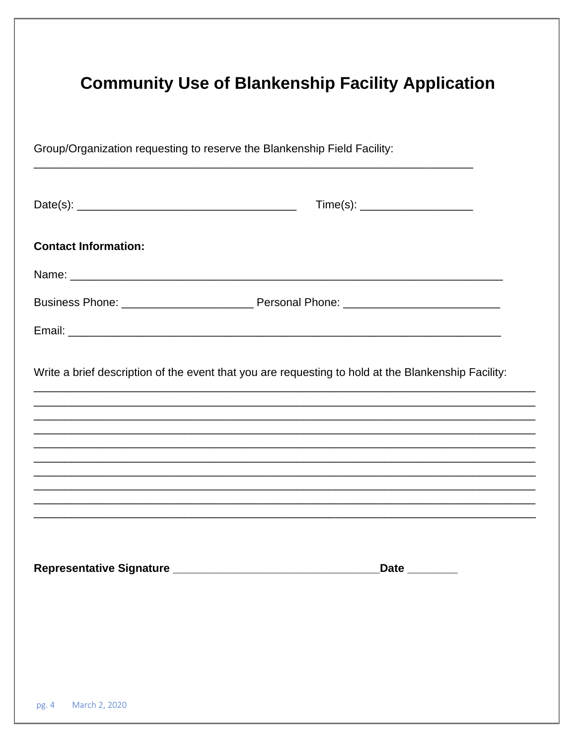# Community Use of Blankenship Facility Application

Group/Organization requesting to reserve the Blankenship Field Facility:
______________________________________________________________________

Date(s): __________________________________ Time(s): _________________

**Contact Information:**

Name: ____________________________________________________________________

Business Phone: ____________________ Personal Phone: ________________________

Email: ____________________________________________________________________

Write a brief description of the event that you are requesting to hold at the Blankenship Facility:
_______________________________________________________________________________
_______________________________________________________________________________
_______________________________________________________________________________
_______________________________________________________________________________
_______________________________________________________________________________
_______________________________________________________________________________
_______________________________________________________________________________
_______________________________________________________________________________
_______________________________________________________________________________
_______________________________________________________________________________

**Representative Signature ________________________________Date ________**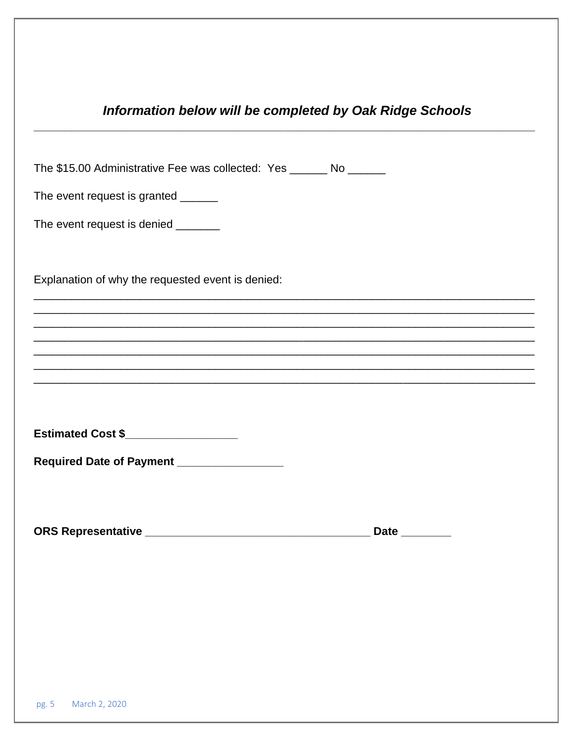### *Information below will be completed by Oak Ridge Schools*

---

The $15.00 Administrative Fee was collected: Yes ______ No ______

The event request is granted ______

The event request is denied _______

Explanation of why the requested event is denied:

_______________________________________________________________________________
_______________________________________________________________________________
_______________________________________________________________________________
_______________________________________________________________________________
_______________________________________________________________________________
_______________________________________________________________________________
_______________________________________________________________________________

**Estimated Cost $__________________**

**Required Date of Payment _________________**

**ORS Representative ____________________________________ Date ________**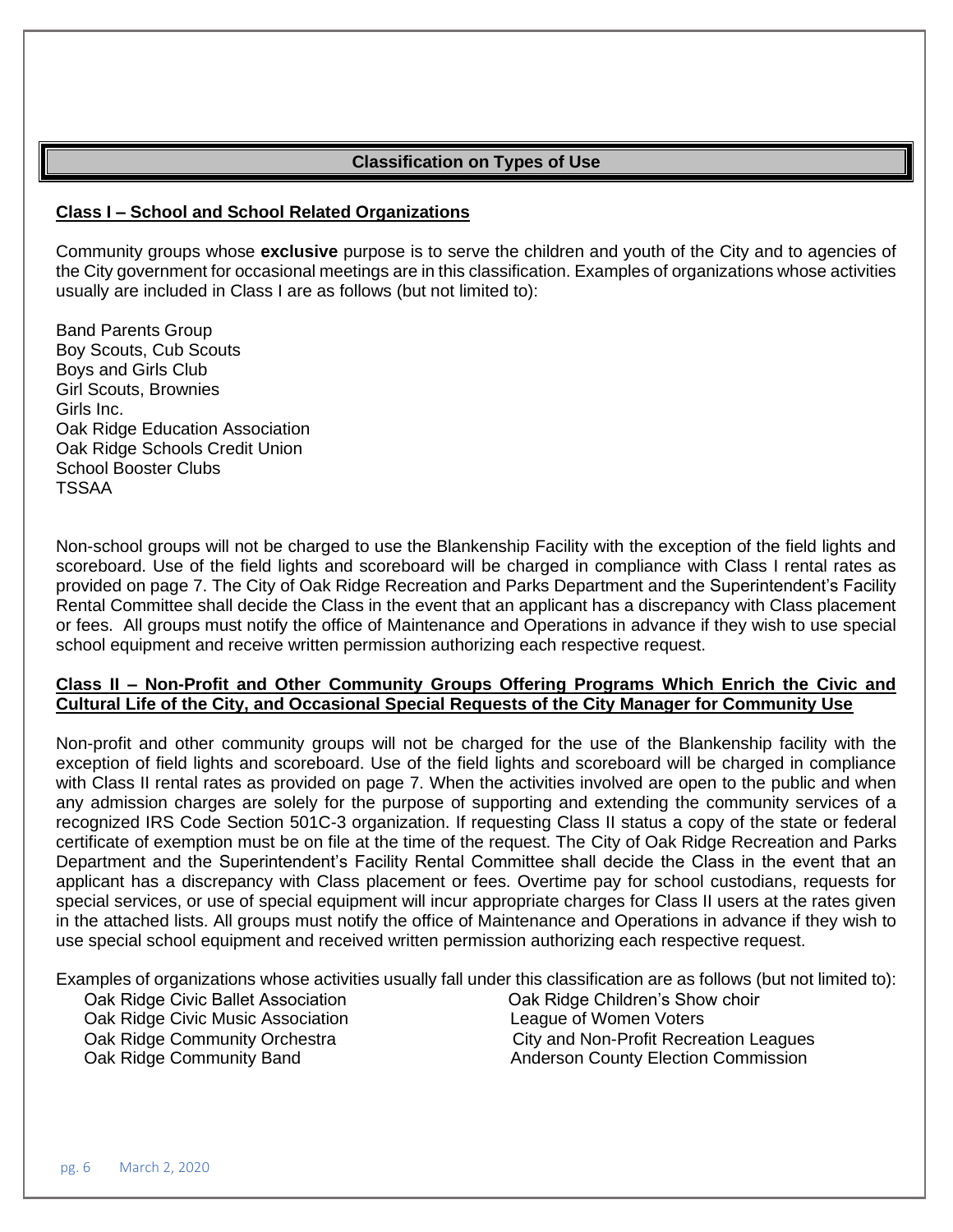## Classification on Types of Use

**Class I – School and School Related Organizations**

Community groups whose **exclusive** purpose is to serve the children and youth of the City and to agencies of the City government for occasional meetings are in this classification. Examples of organizations whose activities usually are included in Class I are as follows (but not limited to):

Band Parents Group
Boy Scouts, Cub Scouts
Boys and Girls Club
Girl Scouts, Brownies
Girls Inc.
Oak Ridge Education Association
Oak Ridge Schools Credit Union
School Booster Clubs
TSSAA

Non-school groups will not be charged to use the Blankenship Facility with the exception of the field lights and scoreboard. Use of the field lights and scoreboard will be charged in compliance with Class I rental rates as provided on page 7. The City of Oak Ridge Recreation and Parks Department and the Superintendent's Facility Rental Committee shall decide the Class in the event that an applicant has a discrepancy with Class placement or fees. All groups must notify the office of Maintenance and Operations in advance if they wish to use special school equipment and receive written permission authorizing each respective request.

**Class II – Non-Profit and Other Community Groups Offering Programs Which Enrich the Civic and Cultural Life of the City, and Occasional Special Requests of the City Manager for Community Use**

Non-profit and other community groups will not be charged for the use of the Blankenship facility with the exception of field lights and scoreboard. Use of the field lights and scoreboard will be charged in compliance with Class II rental rates as provided on page 7. When the activities involved are open to the public and when any admission charges are solely for the purpose of supporting and extending the community services of a recognized IRS Code Section 501C-3 organization. If requesting Class II status a copy of the state or federal certificate of exemption must be on file at the time of the request. The City of Oak Ridge Recreation and Parks Department and the Superintendent's Facility Rental Committee shall decide the Class in the event that an applicant has a discrepancy with Class placement or fees. Overtime pay for school custodians, requests for special services, or use of special equipment will incur appropriate charges for Class II users at the rates given in the attached lists. All groups must notify the office of Maintenance and Operations in advance if they wish to use special school equipment and received written permission authorizing each respective request.

Examples of organizations whose activities usually fall under this classification are as follows (but not limited to):

Oak Ridge Civic Ballet Association
Oak Ridge Civic Music Association
Oak Ridge Community Orchestra
Oak Ridge Community Band
Oak Ridge Children's Show choir
League of Women Voters
City and Non-Profit Recreation Leagues
Anderson County Election Commission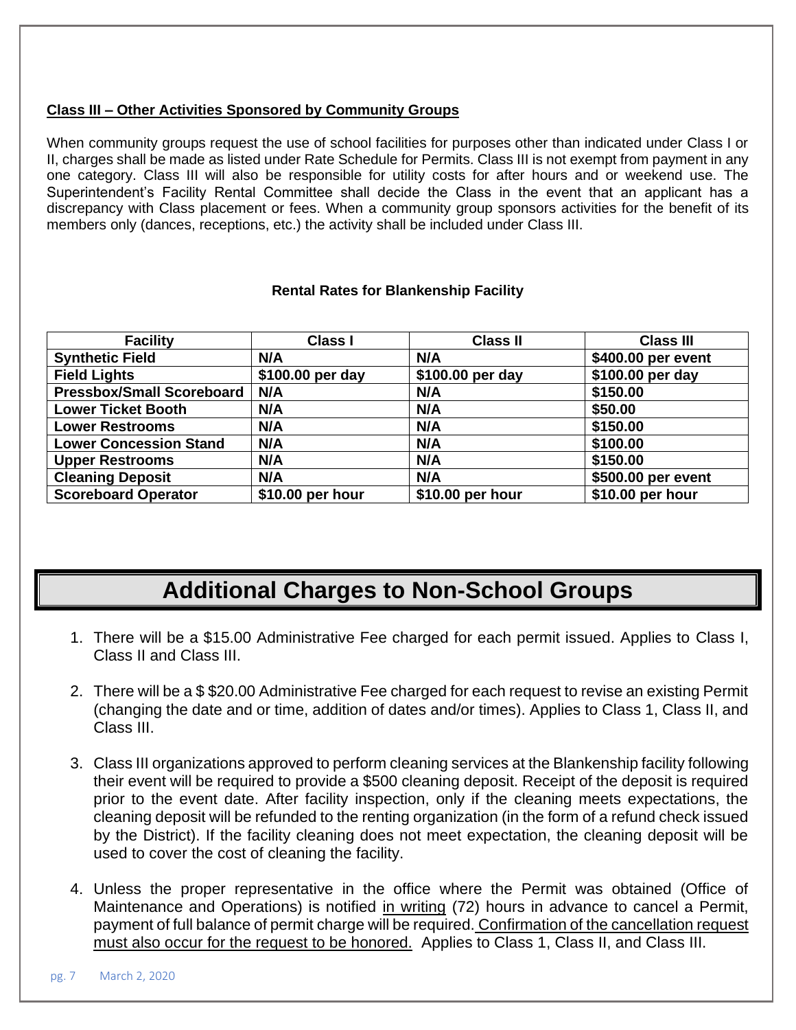**<u>Class III – Other Activities Sponsored by Community Groups</u>**

When community groups request the use of school facilities for purposes other than indicated under Class I or II, charges shall be made as listed under Rate Schedule for Permits. Class III is not exempt from payment in any one category. Class III will also be responsible for utility costs for after hours and or weekend use. The Superintendent's Facility Rental Committee shall decide the Class in the event that an applicant has a discrepancy with Class placement or fees. When a community group sponsors activities for the benefit of its members only (dances, receptions, etc.) the activity shall be included under Class III.

**Rental Rates for Blankenship Facility**

| Facility | Class I | Class II | Class III |
|---|---|---|---|
| **Synthetic Field** | **N/A** | **N/A** | **$400.00 per event** |
| **Field Lights** | **$100.00 per day** | **$100.00 per day** | **$100.00 per day** |
| **Pressbox/Small Scoreboard** | **N/A** | **N/A** | **$150.00** |
| **Lower Ticket Booth** | **N/A** | **N/A** | **$50.00** |
| **Lower Restrooms** | **N/A** | **N/A** | **$150.00** |
| **Lower Concession Stand** | **N/A** | **N/A** | **$100.00** |
| **Upper Restrooms** | **N/A** | **N/A** | **$150.00** |
| **Cleaning Deposit** | **N/A** | **N/A** | **$500.00 per event** |
| **Scoreboard Operator** | **$10.00 per hour** | **$10.00 per hour** | **$10.00 per hour** |

# Additional Charges to Non-School Groups

1. There will be a $15.00 Administrative Fee charged for each permit issued. Applies to Class I, Class II and Class III.
2. There will be a $ $20.00 Administrative Fee charged for each request to revise an existing Permit (changing the date and or time, addition of dates and/or times). Applies to Class 1, Class II, and Class III.
3. Class III organizations approved to perform cleaning services at the Blankenship facility following their event will be required to provide a $500 cleaning deposit. Receipt of the deposit is required prior to the event date. After facility inspection, only if the cleaning meets expectations, the cleaning deposit will be refunded to the renting organization (in the form of a refund check issued by the District). If the facility cleaning does not meet expectation, the cleaning deposit will be used to cover the cost of cleaning the facility.
4. Unless the proper representative in the office where the Permit was obtained (Office of Maintenance and Operations) is notified <u>in writing</u> (72) hours in advance to cancel a Permit, payment of full balance of permit charge will be required. <u>Confirmation of the cancellation request must also occur for the request to be honored.</u> Applies to Class 1, Class II, and Class III.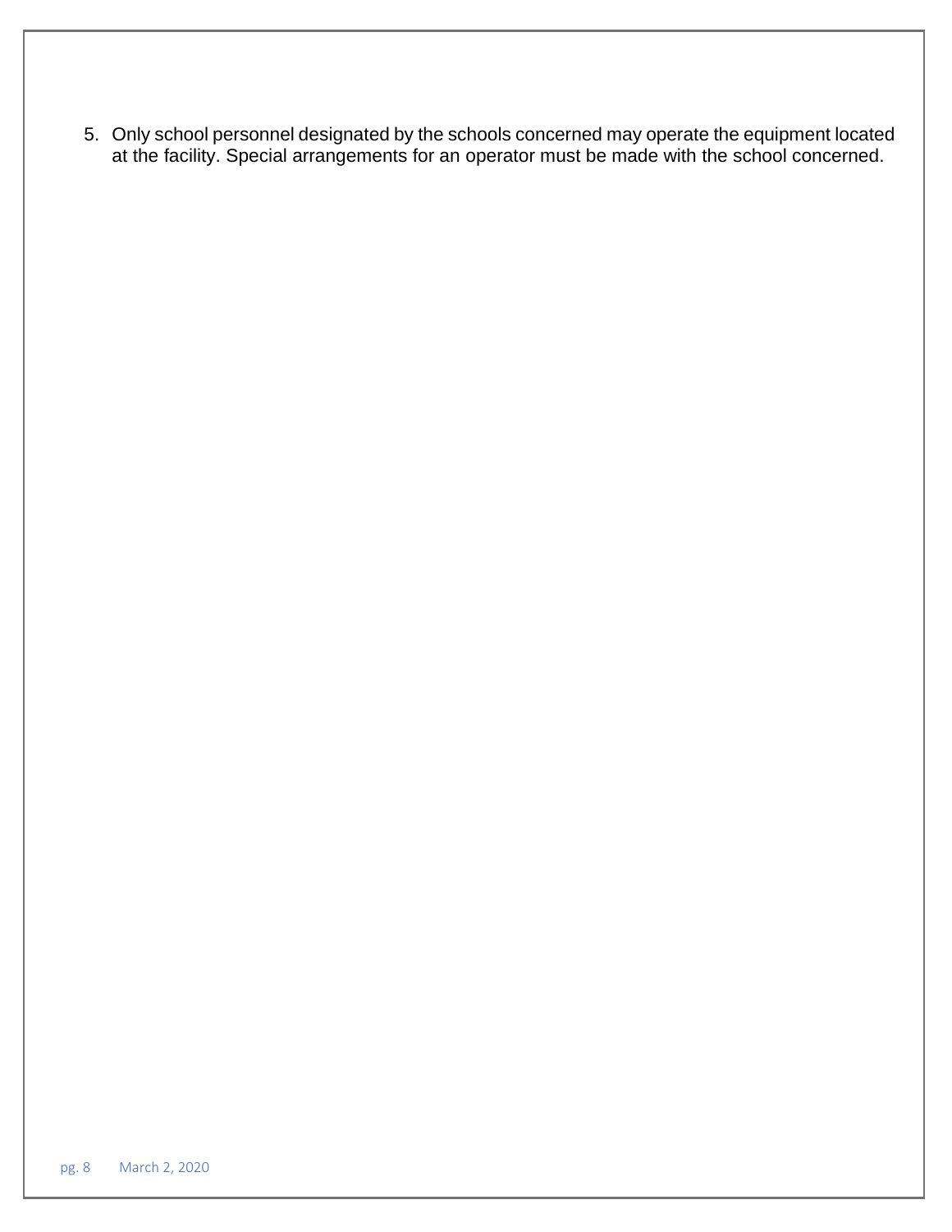5. Only school personnel designated by the schools concerned may operate the equipment located at the facility. Special arrangements for an operator must be made with the school concerned.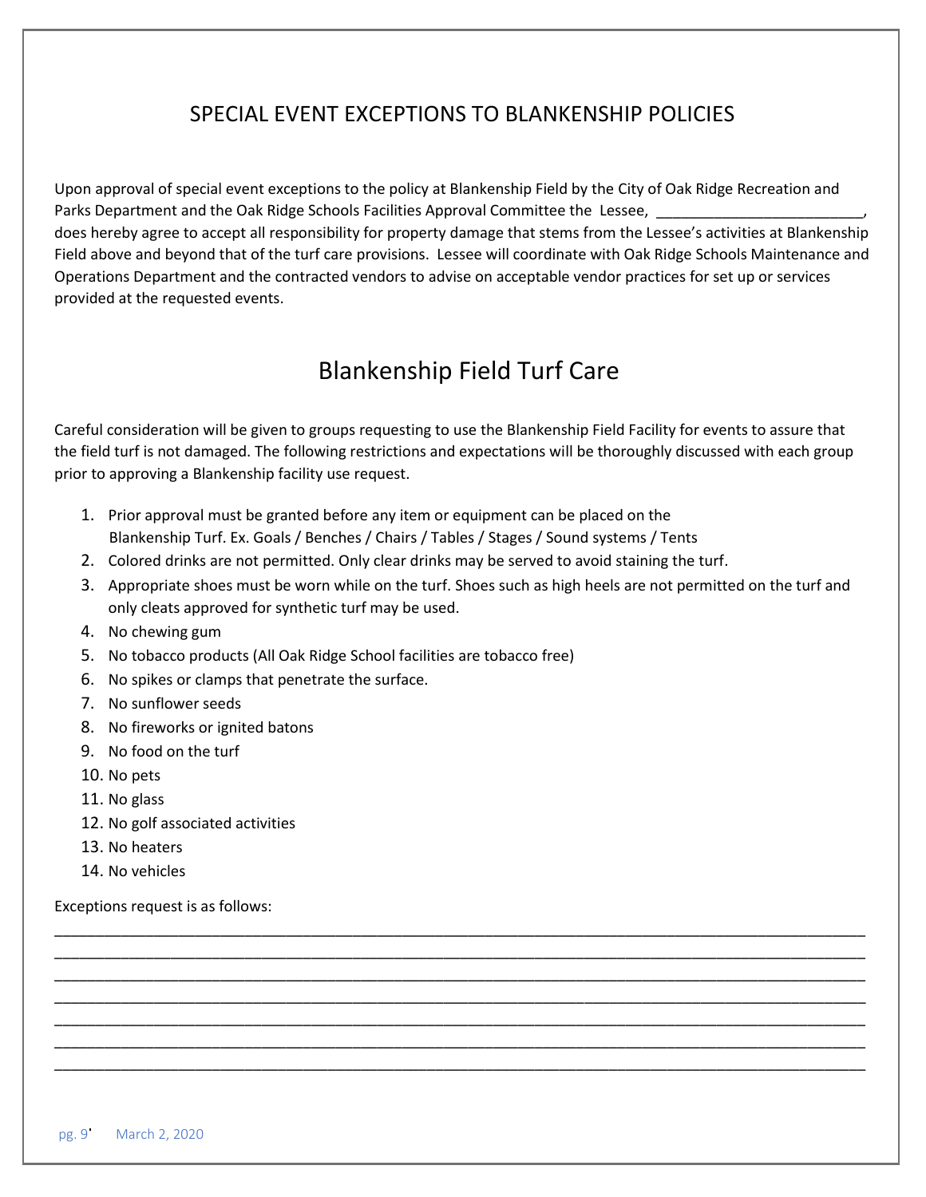# SPECIAL EVENT EXCEPTIONS TO BLANKENSHIP POLICIES

Upon approval of special event exceptions to the policy at Blankenship Field by the City of Oak Ridge Recreation and Parks Department and the Oak Ridge Schools Facilities Approval Committee the Lessee, _________________________, does hereby agree to accept all responsibility for property damage that stems from the Lessee's activities at Blankenship Field above and beyond that of the turf care provisions. Lessee will coordinate with Oak Ridge Schools Maintenance and Operations Department and the contracted vendors to advise on acceptable vendor practices for set up or services provided at the requested events.

# Blankenship Field Turf Care

Careful consideration will be given to groups requesting to use the Blankenship Field Facility for events to assure that the field turf is not damaged. The following restrictions and expectations will be thoroughly discussed with each group prior to approving a Blankenship facility use request.

1. Prior approval must be granted before any item or equipment can be placed on the Blankenship Turf. Ex. Goals / Benches / Chairs / Tables / Stages / Sound systems / Tents
2. Colored drinks are not permitted. Only clear drinks may be served to avoid staining the turf.
3. Appropriate shoes must be worn while on the turf. Shoes such as high heels are not permitted on the turf and only cleats approved for synthetic turf may be used.
4. No chewing gum
5. No tobacco products (All Oak Ridge School facilities are tobacco free)
6. No spikes or clamps that penetrate the surface.
7. No sunflower seeds
8. No fireworks or ignited batons
9. No food on the turf
10. No pets
11. No glass
12. No golf associated activities
13. No heaters
14. No vehicles

Exceptions request is as follows:

_____________________________________________________________________________________________
_____________________________________________________________________________________________
_____________________________________________________________________________________________
_____________________________________________________________________________________________
_____________________________________________________________________________________________
_____________________________________________________________________________________________
_____________________________________________________________________________________________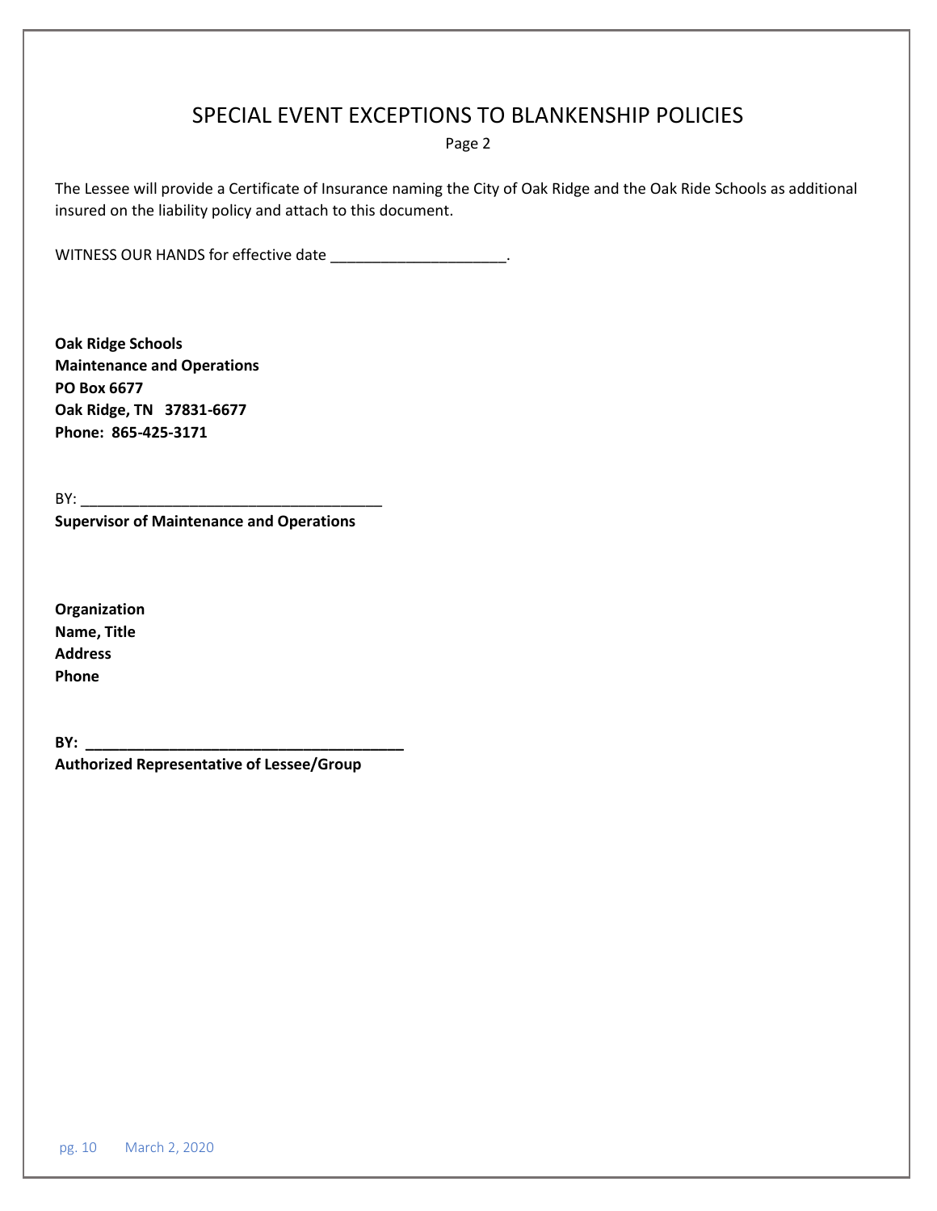# SPECIAL EVENT EXCEPTIONS TO BLANKENSHIP POLICIES

Page 2

The Lessee will provide a Certificate of Insurance naming the City of Oak Ridge and the Oak Ride Schools as additional insured on the liability policy and attach to this document.

WITNESS OUR HANDS for effective date ____________________.

**Oak Ridge Schools**
**Maintenance and Operations**
**PO Box 6677**
**Oak Ridge, TN 37831-6677**
**Phone: 865-425-3171**

BY: ___________________________________
**Supervisor of Maintenance and Operations**

**Organization**
**Name, Title**
**Address**
**Phone**

**BY: ___________________________________**
**Authorized Representative of Lessee/Group**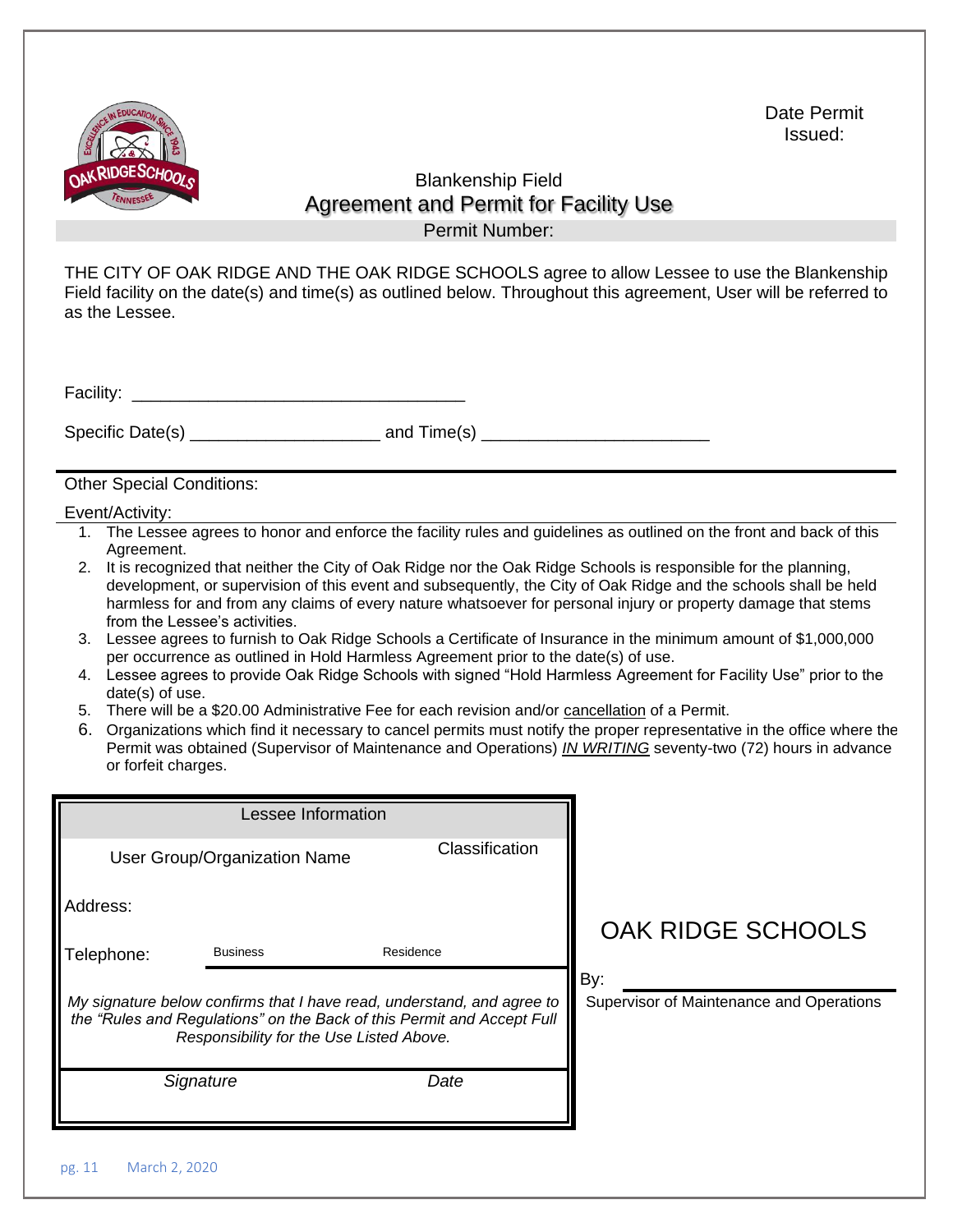Date Permit Issued:

## Blankenship Field

# Agreement and Permit for Facility Use

Permit Number:

THE CITY OF OAK RIDGE AND THE OAK RIDGE SCHOOLS agree to allow Lessee to use the Blankenship Field facility on the date(s) and time(s) as outlined below. Throughout this agreement, User will be referred to as the Lessee.

Facility: ___________________________________

Specific Date(s) ____________________ and Time(s) ________________________

Other Special Conditions:

Event/Activity:

1. The Lessee agrees to honor and enforce the facility rules and guidelines as outlined on the front and back of this Agreement.
2. It is recognized that neither the City of Oak Ridge nor the Oak Ridge Schools is responsible for the planning, development, or supervision of this event and subsequently, the City of Oak Ridge and the schools shall be held harmless for and from any claims of every nature whatsoever for personal injury or property damage that stems from the Lessee's activities.
3. Lessee agrees to furnish to Oak Ridge Schools a Certificate of Insurance in the minimum amount of $1,000,000 per occurrence as outlined in Hold Harmless Agreement prior to the date(s) of use.
4. Lessee agrees to provide Oak Ridge Schools with signed "Hold Harmless Agreement for Facility Use" prior to the date(s) of use.
5. There will be a $20.00 Administrative Fee for each revision and/or <u>cancellation</u> of a Permit.
6. Organizations which find it necessary to cancel permits must notify the proper representative in the office where the Permit was obtained (Supervisor of Maintenance and Operations) <u>*IN WRITING*</u> seventy-two (72) hours in advance or forfeit charges.

| Lessee Information | |
|---|---|
| User Group/Organization Name | Classification |
| Address: | |
| Telephone: Business | Residence |

*My signature below confirms that I have read, understand, and agree to the "Rules and Regulations" on the Back of this Permit and Accept Full Responsibility for the Use Listed Above.*

| *Signature* | *Date* |
|---|---|
| | |

OAK RIDGE SCHOOLS

By: ______________________________

Supervisor of Maintenance and Operations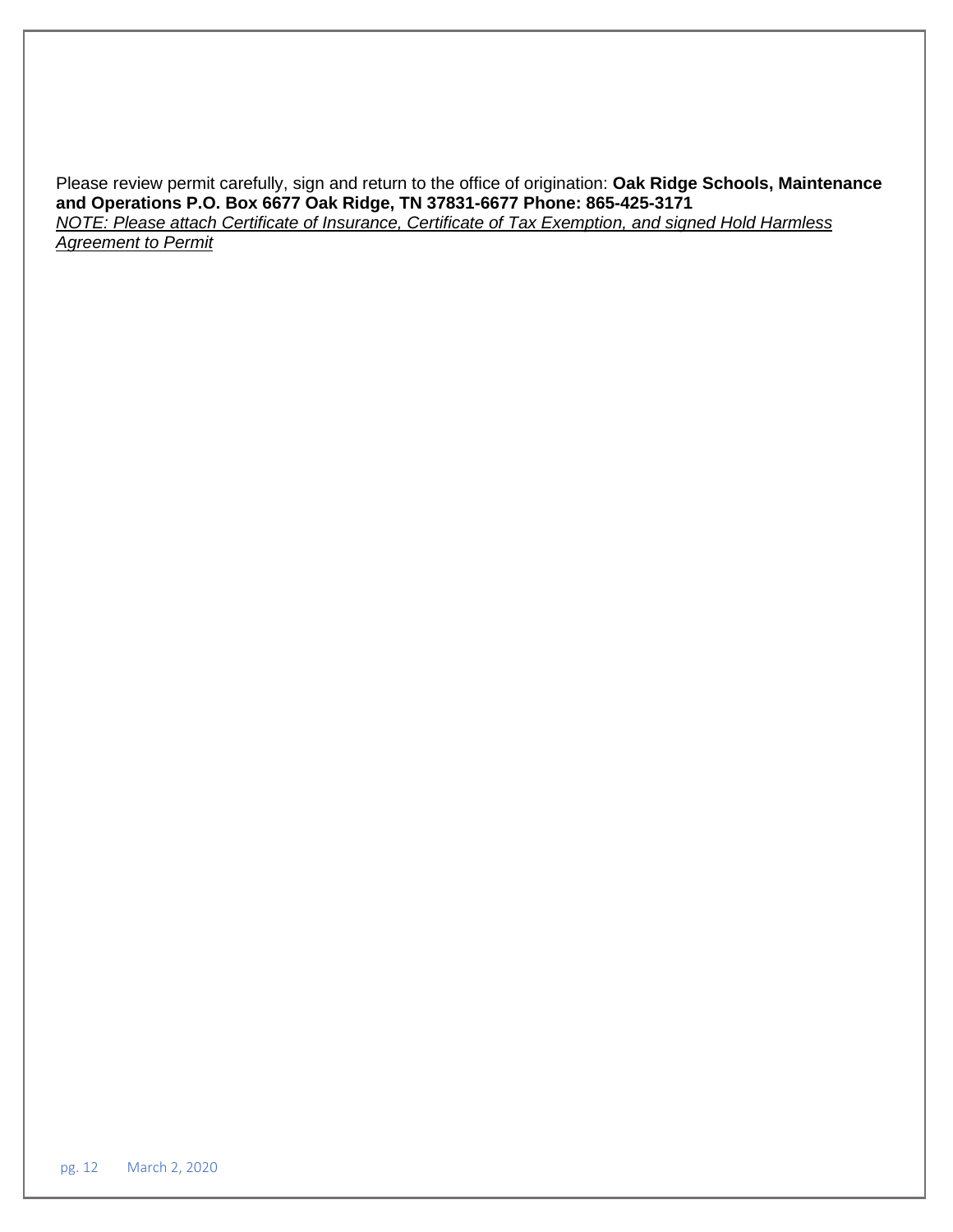Please review permit carefully, sign and return to the office of origination: **Oak Ridge Schools, Maintenance and Operations P.O. Box 6677 Oak Ridge, TN 37831-6677 Phone: 865-425-3171**

*NOTE: Please attach Certificate of Insurance, Certificate of Tax Exemption, and signed Hold Harmless Agreement to Permit*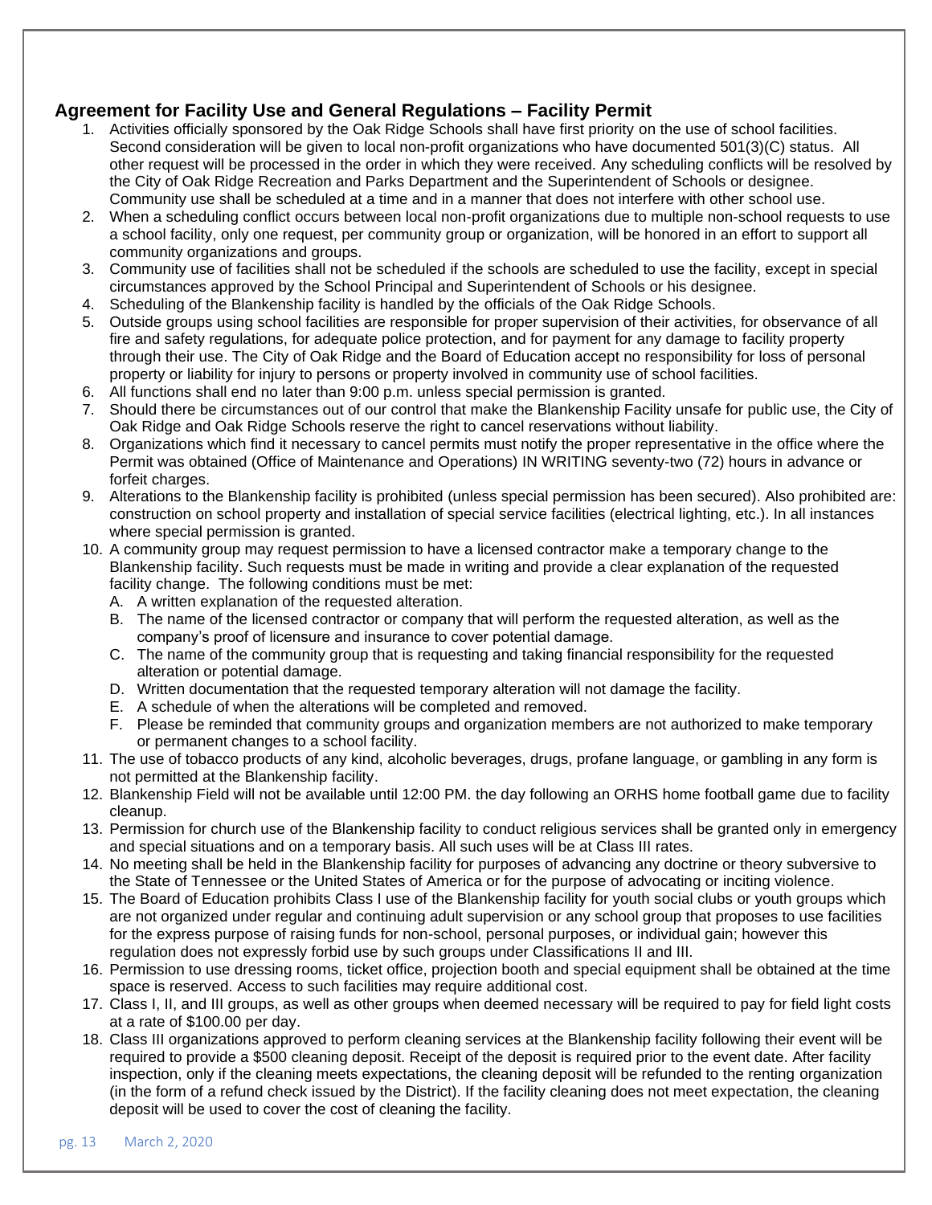## Agreement for Facility Use and General Regulations – Facility Permit

1. Activities officially sponsored by the Oak Ridge Schools shall have first priority on the use of school facilities. Second consideration will be given to local non-profit organizations who have documented 501(3)(C) status. All other request will be processed in the order in which they were received. Any scheduling conflicts will be resolved by the City of Oak Ridge Recreation and Parks Department and the Superintendent of Schools or designee. Community use shall be scheduled at a time and in a manner that does not interfere with other school use.
2. When a scheduling conflict occurs between local non-profit organizations due to multiple non-school requests to use a school facility, only one request, per community group or organization, will be honored in an effort to support all community organizations and groups.
3. Community use of facilities shall not be scheduled if the schools are scheduled to use the facility, except in special circumstances approved by the School Principal and Superintendent of Schools or his designee.
4. Scheduling of the Blankenship facility is handled by the officials of the Oak Ridge Schools.
5. Outside groups using school facilities are responsible for proper supervision of their activities, for observance of all fire and safety regulations, for adequate police protection, and for payment for any damage to facility property through their use. The City of Oak Ridge and the Board of Education accept no responsibility for loss of personal property or liability for injury to persons or property involved in community use of school facilities.
6. All functions shall end no later than 9:00 p.m. unless special permission is granted.
7. Should there be circumstances out of our control that make the Blankenship Facility unsafe for public use, the City of Oak Ridge and Oak Ridge Schools reserve the right to cancel reservations without liability.
8. Organizations which find it necessary to cancel permits must notify the proper representative in the office where the Permit was obtained (Office of Maintenance and Operations) IN WRITING seventy-two (72) hours in advance or forfeit charges.
9. Alterations to the Blankenship facility is prohibited (unless special permission has been secured). Also prohibited are: construction on school property and installation of special service facilities (electrical lighting, etc.). In all instances where special permission is granted.
10. A community group may request permission to have a licensed contractor make a temporary change to the Blankenship facility. Such requests must be made in writing and provide a clear explanation of the requested facility change. The following conditions must be met:
    A. A written explanation of the requested alteration.
    B. The name of the licensed contractor or company that will perform the requested alteration, as well as the company's proof of licensure and insurance to cover potential damage.
    C. The name of the community group that is requesting and taking financial responsibility for the requested alteration or potential damage.
    D. Written documentation that the requested temporary alteration will not damage the facility.
    E. A schedule of when the alterations will be completed and removed.
    F. Please be reminded that community groups and organization members are not authorized to make temporary or permanent changes to a school facility.
11. The use of tobacco products of any kind, alcoholic beverages, drugs, profane language, or gambling in any form is not permitted at the Blankenship facility.
12. Blankenship Field will not be available until 12:00 PM. the day following an ORHS home football game due to facility cleanup.
13. Permission for church use of the Blankenship facility to conduct religious services shall be granted only in emergency and special situations and on a temporary basis. All such uses will be at Class III rates.
14. No meeting shall be held in the Blankenship facility for purposes of advancing any doctrine or theory subversive to the State of Tennessee or the United States of America or for the purpose of advocating or inciting violence.
15. The Board of Education prohibits Class I use of the Blankenship facility for youth social clubs or youth groups which are not organized under regular and continuing adult supervision or any school group that proposes to use facilities for the express purpose of raising funds for non-school, personal purposes, or individual gain; however this regulation does not expressly forbid use by such groups under Classifications II and III.
16. Permission to use dressing rooms, ticket office, projection booth and special equipment shall be obtained at the time space is reserved. Access to such facilities may require additional cost.
17. Class I, II, and III groups, as well as other groups when deemed necessary will be required to pay for field light costs at a rate of $100.00 per day.
18. Class III organizations approved to perform cleaning services at the Blankenship facility following their event will be required to provide a $500 cleaning deposit. Receipt of the deposit is required prior to the event date. After facility inspection, only if the cleaning meets expectations, the cleaning deposit will be refunded to the renting organization (in the form of a refund check issued by the District). If the facility cleaning does not meet expectation, the cleaning deposit will be used to cover the cost of cleaning the facility.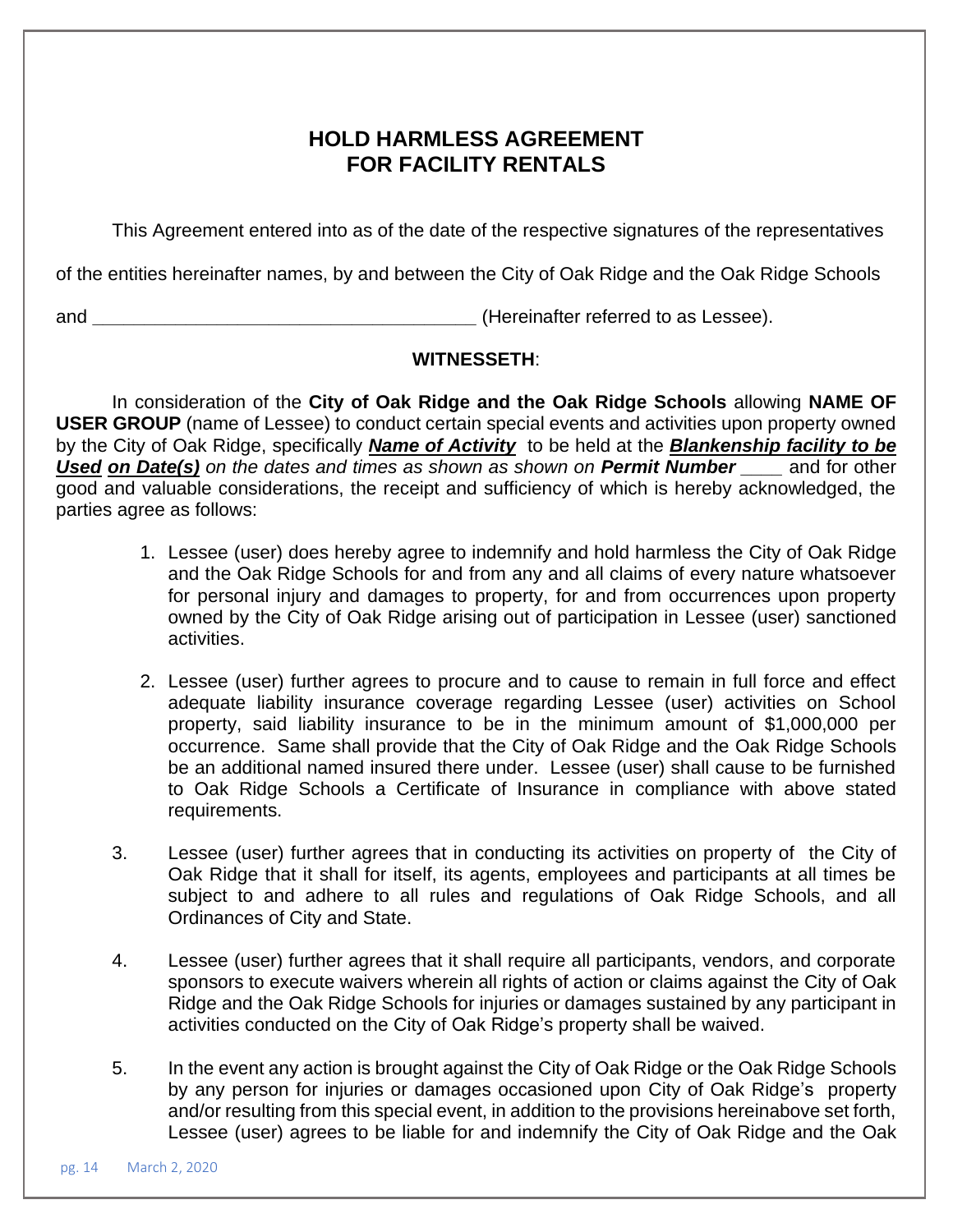# HOLD HARMLESS AGREEMENT FOR FACILITY RENTALS

This Agreement entered into as of the date of the respective signatures of the representatives of the entities hereinafter names, by and between the City of Oak Ridge and the Oak Ridge Schools and _____________________________________ (Hereinafter referred to as Lessee).

**WITNESSETH**:

In consideration of the **City of Oak Ridge and the Oak Ridge Schools** allowing **NAME OF USER GROUP** (name of Lessee) to conduct certain special events and activities upon property owned by the City of Oak Ridge, specifically ***Name of Activity*** to be held at the ***Blankenship facility to be Used*** ***on Date(s)*** *on the dates and times as shown as shown on* ***Permit Number*** ____ and for other good and valuable considerations, the receipt and sufficiency of which is hereby acknowledged, the parties agree as follows:

1. Lessee (user) does hereby agree to indemnify and hold harmless the City of Oak Ridge and the Oak Ridge Schools for and from any and all claims of every nature whatsoever for personal injury and damages to property, for and from occurrences upon property owned by the City of Oak Ridge arising out of participation in Lessee (user) sanctioned activities.

2. Lessee (user) further agrees to procure and to cause to remain in full force and effect adequate liability insurance coverage regarding Lessee (user) activities on School property, said liability insurance to be in the minimum amount of $1,000,000 per occurrence. Same shall provide that the City of Oak Ridge and the Oak Ridge Schools be an additional named insured there under. Lessee (user) shall cause to be furnished to Oak Ridge Schools a Certificate of Insurance in compliance with above stated requirements.

3. Lessee (user) further agrees that in conducting its activities on property of the City of Oak Ridge that it shall for itself, its agents, employees and participants at all times be subject to and adhere to all rules and regulations of Oak Ridge Schools, and all Ordinances of City and State.

4. Lessee (user) further agrees that it shall require all participants, vendors, and corporate sponsors to execute waivers wherein all rights of action or claims against the City of Oak Ridge and the Oak Ridge Schools for injuries or damages sustained by any participant in activities conducted on the City of Oak Ridge's property shall be waived.

5. In the event any action is brought against the City of Oak Ridge or the Oak Ridge Schools by any person for injuries or damages occasioned upon City of Oak Ridge's property and/or resulting from this special event, in addition to the provisions hereinabove set forth, Lessee (user) agrees to be liable for and indemnify the City of Oak Ridge and the Oak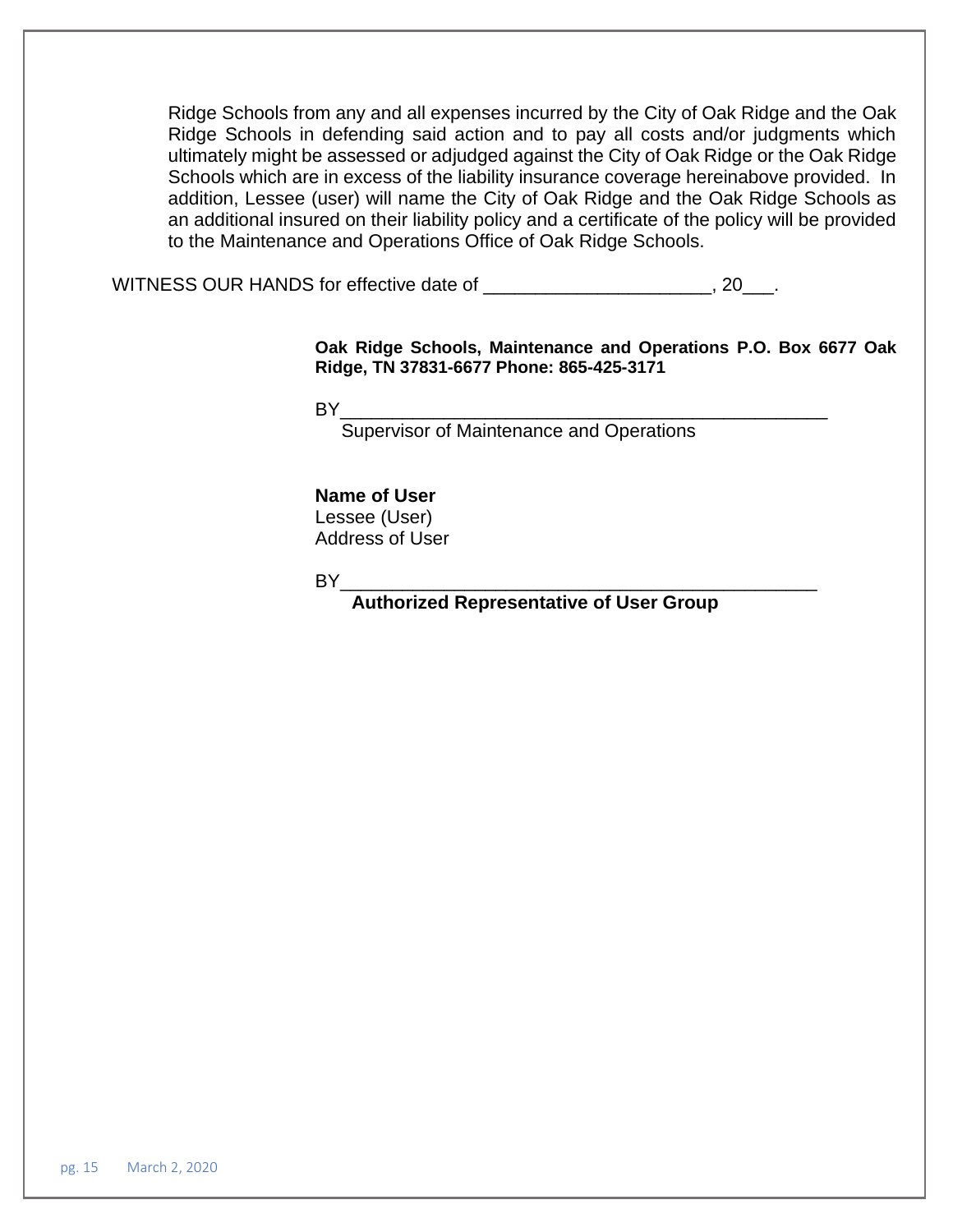Ridge Schools from any and all expenses incurred by the City of Oak Ridge and the Oak Ridge Schools in defending said action and to pay all costs and/or judgments which ultimately might be assessed or adjudged against the City of Oak Ridge or the Oak Ridge Schools which are in excess of the liability insurance coverage hereinabove provided. In addition, Lessee (user) will name the City of Oak Ridge and the Oak Ridge Schools as an additional insured on their liability policy and a certificate of the policy will be provided to the Maintenance and Operations Office of Oak Ridge Schools.

WITNESS OUR HANDS for effective date of ______________________, 20___.

**Oak Ridge Schools, Maintenance and Operations P.O. Box 6677 Oak Ridge, TN 37831-6677 Phone: 865-425-3171**

BY_______________________________________________

Supervisor of Maintenance and Operations

**Name of User**
Lessee (User)
Address of User

BY_______________________________________________

**Authorized Representative of User Group**